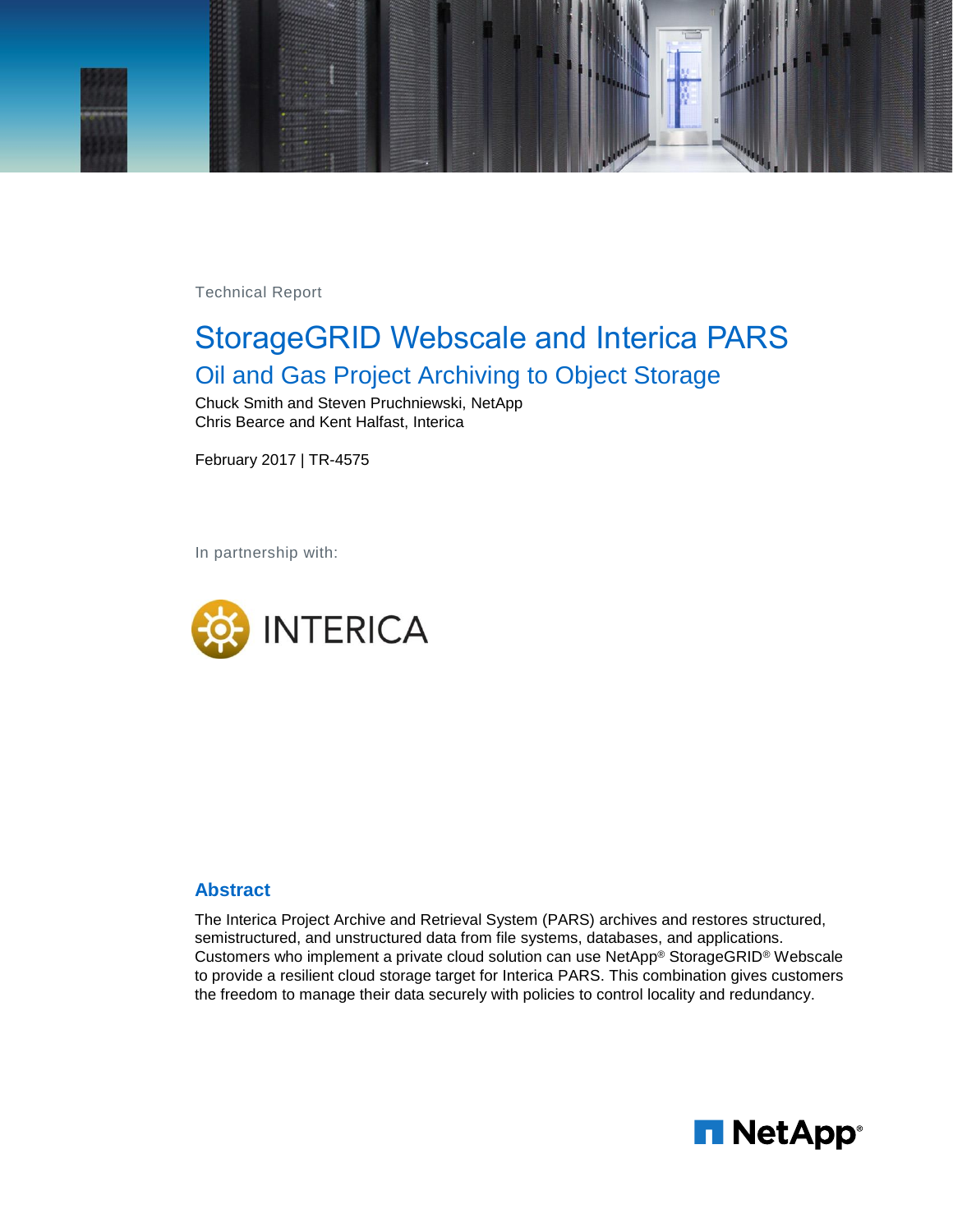Technical Report

# StorageGRID Webscale and Interica PARS

## Oil and Gas Project Archiving to Object Storage

Chuck Smith and Steven Pruchniewski, NetApp
Chris Bearce and Kent Halfast, Interica

February 2017 | TR-4575

In partnership with:

INTERICA

## Abstract

The Interica Project Archive and Retrieval System (PARS) archives and restores structured, semistructured, and unstructured data from file systems, databases, and applications. Customers who implement a private cloud solution can use NetApp® StorageGRID® Webscale to provide a resilient cloud storage target for Interica PARS. This combination gives customers the freedom to manage their data securely with policies to control locality and redundancy.

NetApp®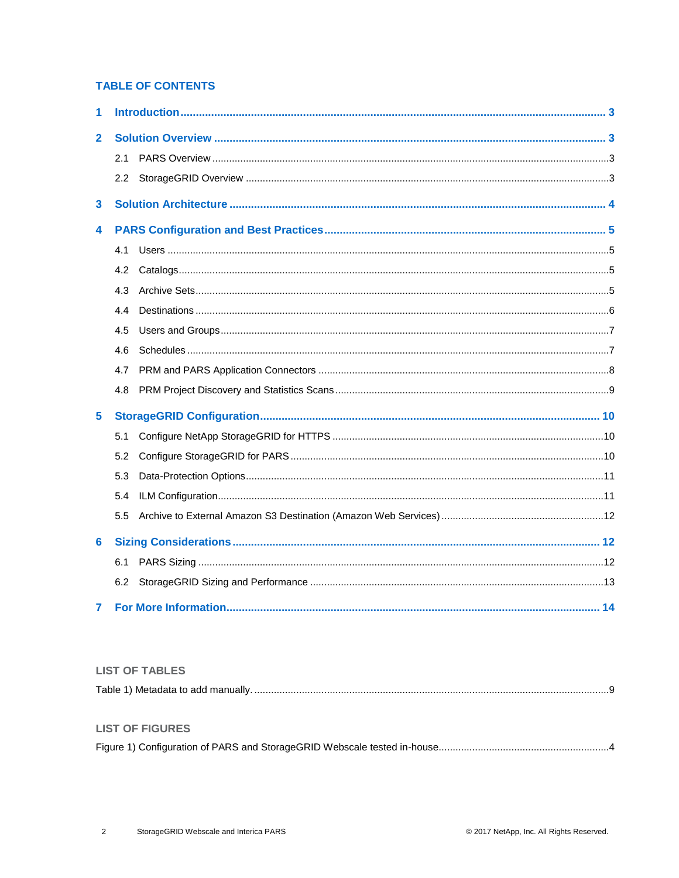## TABLE OF CONTENTS

**1 Introduction ..... 3**

**2 Solution Overview ..... 3**

2.1 PARS Overview ..... 3

2.2 StorageGRID Overview ..... 3

**3 Solution Architecture ..... 4**

**4 PARS Configuration and Best Practices ..... 5**

4.1 Users ..... 5

4.2 Catalogs ..... 5

4.3 Archive Sets ..... 5

4.4 Destinations ..... 6

4.5 Users and Groups ..... 7

4.6 Schedules ..... 7

4.7 PRM and PARS Application Connectors ..... 8

4.8 PRM Project Discovery and Statistics Scans ..... 9

**5 StorageGRID Configuration ..... 10**

5.1 Configure NetApp StorageGRID for HTTPS ..... 10

5.2 Configure StorageGRID for PARS ..... 10

5.3 Data-Protection Options ..... 11

5.4 ILM Configuration ..... 11

5.5 Archive to External Amazon S3 Destination (Amazon Web Services) ..... 12

**6 Sizing Considerations ..... 12**

6.1 PARS Sizing ..... 12

6.2 StorageGRID Sizing and Performance ..... 13

**7 For More Information ..... 14**

## LIST OF TABLES

Table 1) Metadata to add manually. ..... 9

## LIST OF FIGURES

Figure 1) Configuration of PARS and StorageGRID Webscale tested in-house ..... 4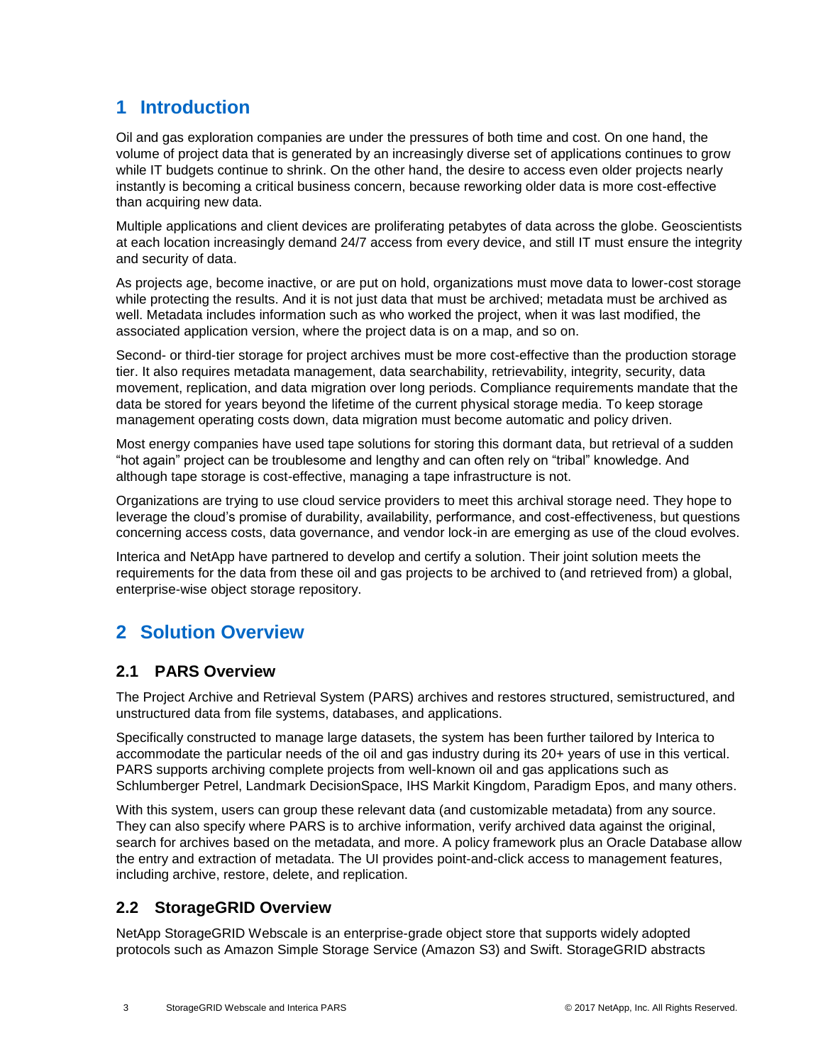# 1 Introduction

Oil and gas exploration companies are under the pressures of both time and cost. On one hand, the volume of project data that is generated by an increasingly diverse set of applications continues to grow while IT budgets continue to shrink. On the other hand, the desire to access even older projects nearly instantly is becoming a critical business concern, because reworking older data is more cost-effective than acquiring new data.

Multiple applications and client devices are proliferating petabytes of data across the globe. Geoscientists at each location increasingly demand 24/7 access from every device, and still IT must ensure the integrity and security of data.

As projects age, become inactive, or are put on hold, organizations must move data to lower-cost storage while protecting the results. And it is not just data that must be archived; metadata must be archived as well. Metadata includes information such as who worked the project, when it was last modified, the associated application version, where the project data is on a map, and so on.

Second- or third-tier storage for project archives must be more cost-effective than the production storage tier. It also requires metadata management, data searchability, retrievability, integrity, security, data movement, replication, and data migration over long periods. Compliance requirements mandate that the data be stored for years beyond the lifetime of the current physical storage media. To keep storage management operating costs down, data migration must become automatic and policy driven.

Most energy companies have used tape solutions for storing this dormant data, but retrieval of a sudden "hot again" project can be troublesome and lengthy and can often rely on "tribal" knowledge. And although tape storage is cost-effective, managing a tape infrastructure is not.

Organizations are trying to use cloud service providers to meet this archival storage need. They hope to leverage the cloud's promise of durability, availability, performance, and cost-effectiveness, but questions concerning access costs, data governance, and vendor lock-in are emerging as use of the cloud evolves.

Interica and NetApp have partnered to develop and certify a solution. Their joint solution meets the requirements for the data from these oil and gas projects to be archived to (and retrieved from) a global, enterprise-wise object storage repository.

# 2 Solution Overview

## 2.1 PARS Overview

The Project Archive and Retrieval System (PARS) archives and restores structured, semistructured, and unstructured data from file systems, databases, and applications.

Specifically constructed to manage large datasets, the system has been further tailored by Interica to accommodate the particular needs of the oil and gas industry during its 20+ years of use in this vertical. PARS supports archiving complete projects from well-known oil and gas applications such as Schlumberger Petrel, Landmark DecisionSpace, IHS Markit Kingdom, Paradigm Epos, and many others.

With this system, users can group these relevant data (and customizable metadata) from any source. They can also specify where PARS is to archive information, verify archived data against the original, search for archives based on the metadata, and more. A policy framework plus an Oracle Database allow the entry and extraction of metadata. The UI provides point-and-click access to management features, including archive, restore, delete, and replication.

## 2.2 StorageGRID Overview

NetApp StorageGRID Webscale is an enterprise-grade object store that supports widely adopted protocols such as Amazon Simple Storage Service (Amazon S3) and Swift. StorageGRID abstracts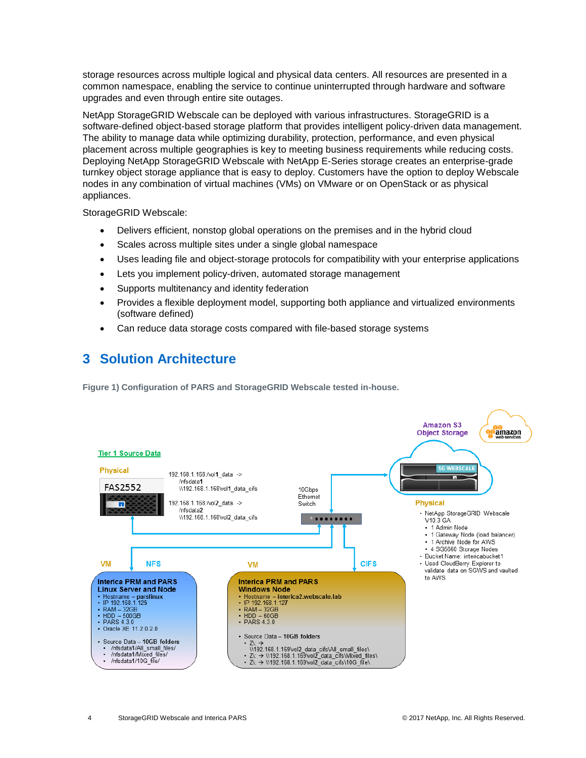storage resources across multiple logical and physical data centers. All resources are presented in a common namespace, enabling the service to continue uninterrupted through hardware and software upgrades and even through entire site outages.

NetApp StorageGRID Webscale can be deployed with various infrastructures. StorageGRID is a software-defined object-based storage platform that provides intelligent policy-driven data management. The ability to manage data while optimizing durability, protection, performance, and even physical placement across multiple geographies is key to meeting business requirements while reducing costs. Deploying NetApp StorageGRID Webscale with NetApp E-Series storage creates an enterprise-grade turnkey object storage appliance that is easy to deploy. Customers have the option to deploy Webscale nodes in any combination of virtual machines (VMs) on VMware or on OpenStack or as physical appliances.

StorageGRID Webscale:

- Delivers efficient, nonstop global operations on the premises and in the hybrid cloud
- Scales across multiple sites under a single global namespace
- Uses leading file and object-storage protocols for compatibility with your enterprise applications
- Lets you implement policy-driven, automated storage management
- Supports multitenancy and identity federation
- Provides a flexible deployment model, supporting both appliance and virtualized environments (software defined)
- Can reduce data storage costs compared with file-based storage systems

# 3 Solution Architecture

**Figure 1) Configuration of PARS and StorageGRID Webscale tested in-house.**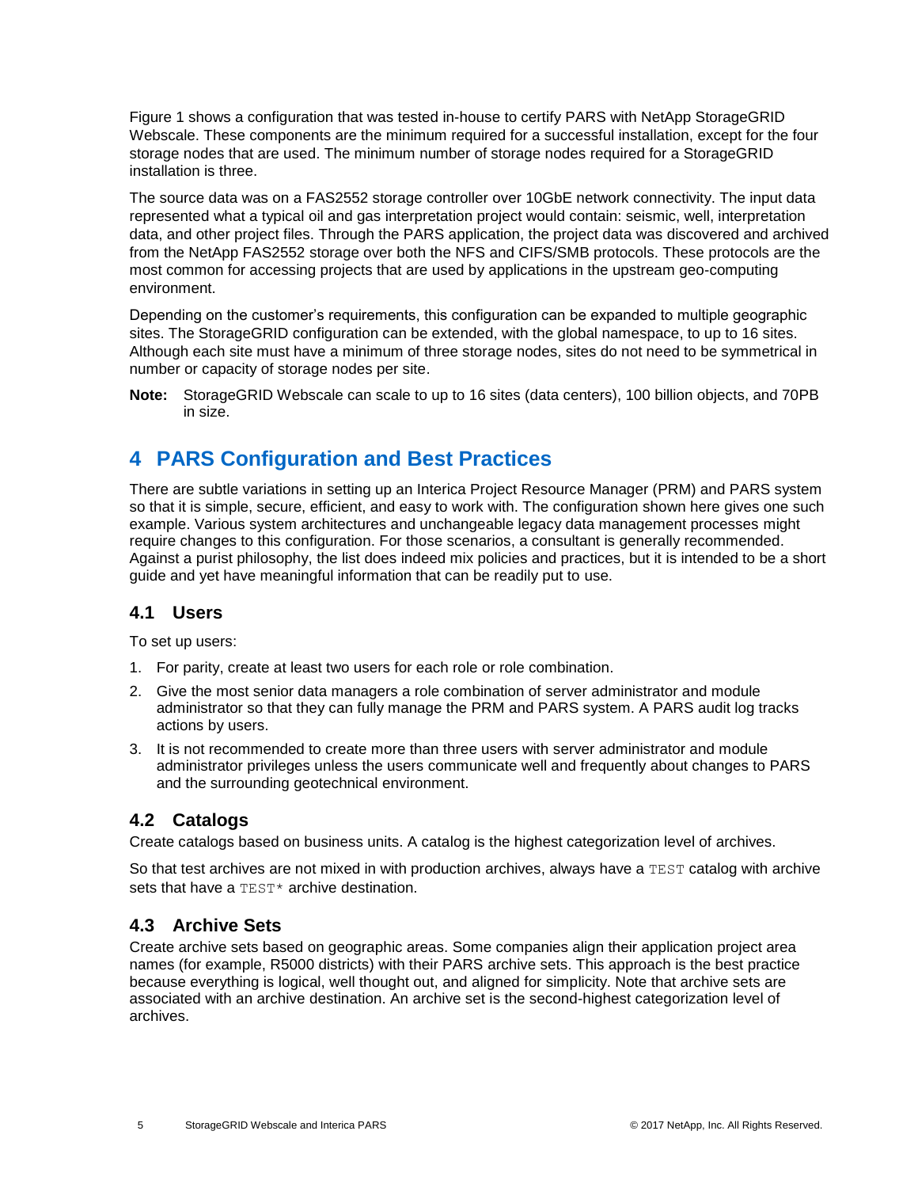Figure 1 shows a configuration that was tested in-house to certify PARS with NetApp StorageGRID Webscale. These components are the minimum required for a successful installation, except for the four storage nodes that are used. The minimum number of storage nodes required for a StorageGRID installation is three.

The source data was on a FAS2552 storage controller over 10GbE network connectivity. The input data represented what a typical oil and gas interpretation project would contain: seismic, well, interpretation data, and other project files. Through the PARS application, the project data was discovered and archived from the NetApp FAS2552 storage over both the NFS and CIFS/SMB protocols. These protocols are the most common for accessing projects that are used by applications in the upstream geo-computing environment.

Depending on the customer's requirements, this configuration can be expanded to multiple geographic sites. The StorageGRID configuration can be extended, with the global namespace, to up to 16 sites. Although each site must have a minimum of three storage nodes, sites do not need to be symmetrical in number or capacity of storage nodes per site.

**Note:** StorageGRID Webscale can scale to up to 16 sites (data centers), 100 billion objects, and 70PB in size.

# 4 PARS Configuration and Best Practices

There are subtle variations in setting up an Interica Project Resource Manager (PRM) and PARS system so that it is simple, secure, efficient, and easy to work with. The configuration shown here gives one such example. Various system architectures and unchangeable legacy data management processes might require changes to this configuration. For those scenarios, a consultant is generally recommended. Against a purist philosophy, the list does indeed mix policies and practices, but it is intended to be a short guide and yet have meaningful information that can be readily put to use.

## 4.1 Users

To set up users:

1. For parity, create at least two users for each role or role combination.
2. Give the most senior data managers a role combination of server administrator and module administrator so that they can fully manage the PRM and PARS system. A PARS audit log tracks actions by users.
3. It is not recommended to create more than three users with server administrator and module administrator privileges unless the users communicate well and frequently about changes to PARS and the surrounding geotechnical environment.

## 4.2 Catalogs

Create catalogs based on business units. A catalog is the highest categorization level of archives.

So that test archives are not mixed in with production archives, always have a `TEST` catalog with archive sets that have a `TEST*` archive destination.

## 4.3 Archive Sets

Create archive sets based on geographic areas. Some companies align their application project area names (for example, R5000 districts) with their PARS archive sets. This approach is the best practice because everything is logical, well thought out, and aligned for simplicity. Note that archive sets are associated with an archive destination. An archive set is the second-highest categorization level of archives.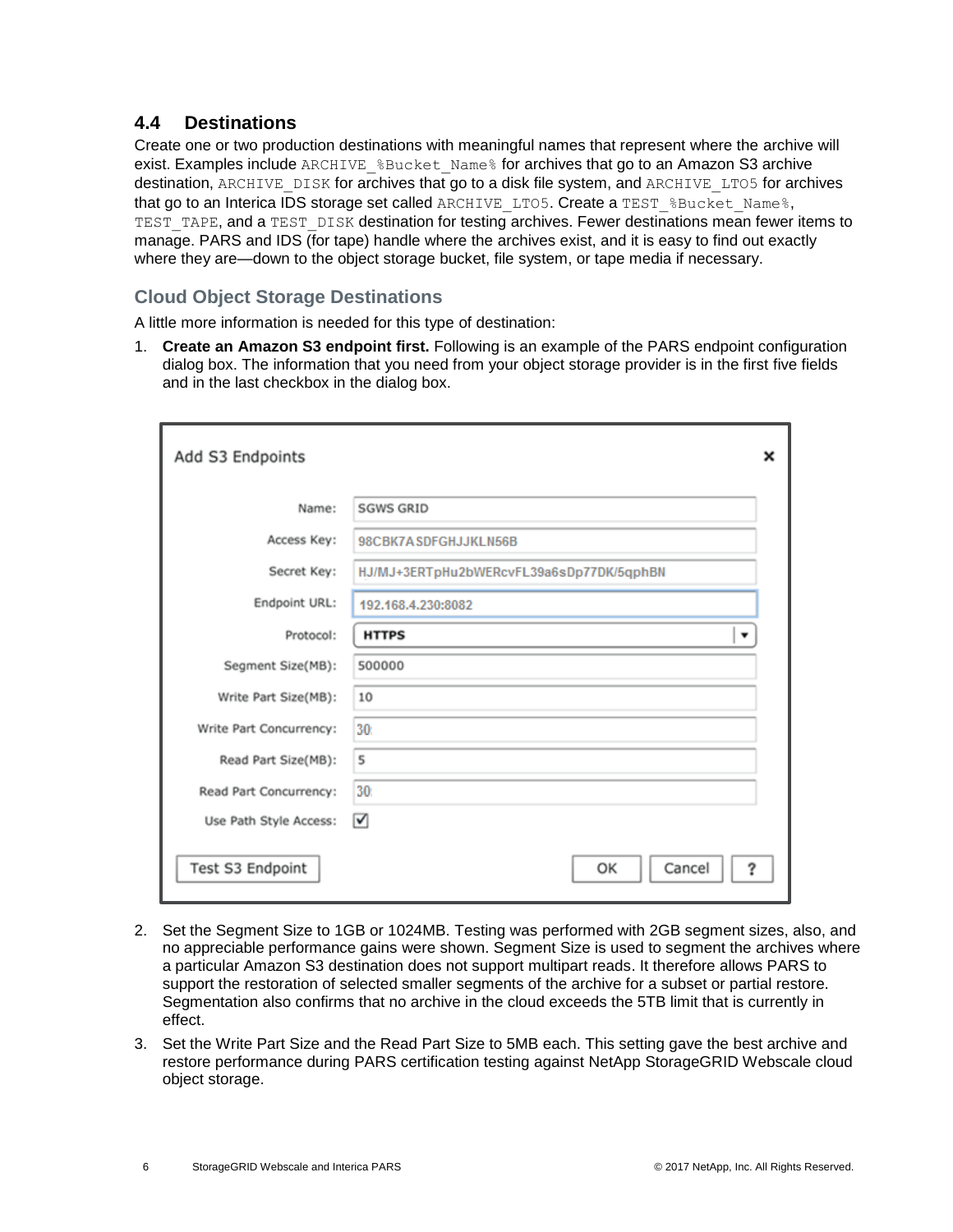## 4.4 Destinations

Create one or two production destinations with meaningful names that represent where the archive will exist. Examples include `ARCHIVE_%Bucket_Name%` for archives that go to an Amazon S3 archive destination, `ARCHIVE_DISK` for archives that go to a disk file system, and `ARCHIVE_LTO5` for archives that go to an Interica IDS storage set called `ARCHIVE_LTO5`. Create a `TEST_%Bucket_Name%`, `TEST_TAPE`, and a `TEST_DISK` destination for testing archives. Fewer destinations mean fewer items to manage. PARS and IDS (for tape) handle where the archives exist, and it is easy to find out exactly where they are—down to the object storage bucket, file system, or tape media if necessary.

### Cloud Object Storage Destinations

A little more information is needed for this type of destination:

1. **Create an Amazon S3 endpoint first.** Following is an example of the PARS endpoint configuration dialog box. The information that you need from your object storage provider is in the first five fields and in the last checkbox in the dialog box.

**Add S3 Endpoints**

| Field | Value |
| --- | --- |
| Name: | SGWS GRID |
| Access Key: | 98CBK7ASDFGHJJKLN56B |
| Secret Key: | HJ/MJ+3ERTpHu2bWERcvFL39a6sDp77DK/5qphBN |
| Endpoint URL: | 192.168.4.230:8082 |
| Protocol: | HTTPS |
| Segment Size(MB): | 500000 |
| Write Part Size(MB): | 10 |
| Write Part Concurrency: | 30 |
| Read Part Size(MB): | 5 |
| Read Part Concurrency: | 30 |
| Use Path Style Access: | ☑ |

Test S3 Endpoint | OK | Cancel | ?

2. Set the Segment Size to 1GB or 1024MB. Testing was performed with 2GB segment sizes, also, and no appreciable performance gains were shown. Segment Size is used to segment the archives where a particular Amazon S3 destination does not support multipart reads. It therefore allows PARS to support the restoration of selected smaller segments of the archive for a subset or partial restore. Segmentation also confirms that no archive in the cloud exceeds the 5TB limit that is currently in effect.
3. Set the Write Part Size and the Read Part Size to 5MB each. This setting gave the best archive and restore performance during PARS certification testing against NetApp StorageGRID Webscale cloud object storage.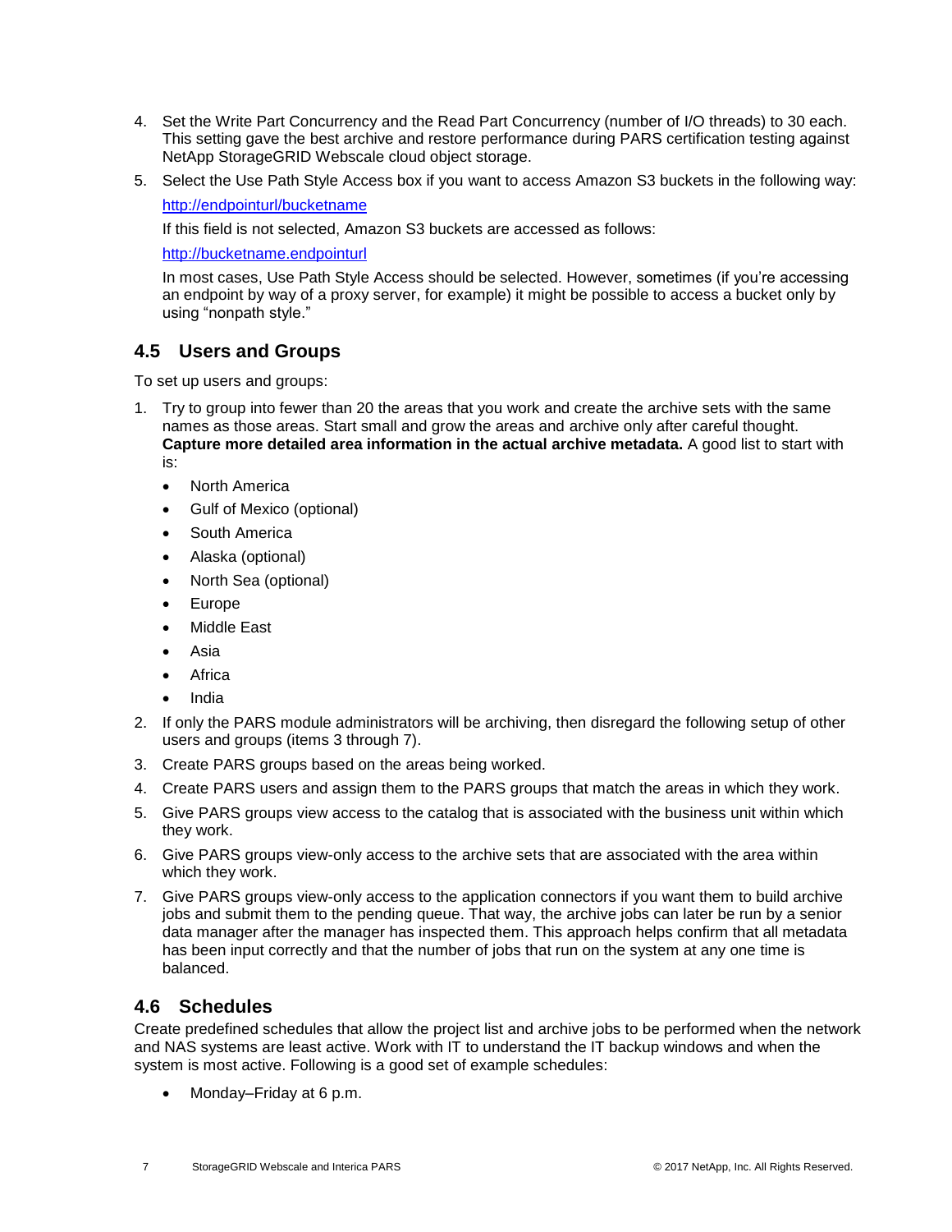4. Set the Write Part Concurrency and the Read Part Concurrency (number of I/O threads) to 30 each. This setting gave the best archive and restore performance during PARS certification testing against NetApp StorageGRID Webscale cloud object storage.
5. Select the Use Path Style Access box if you want to access Amazon S3 buckets in the following way:

   http://endpointurl/bucketname

   If this field is not selected, Amazon S3 buckets are accessed as follows:

   http://bucketname.endpointurl

   In most cases, Use Path Style Access should be selected. However, sometimes (if you're accessing an endpoint by way of a proxy server, for example) it might be possible to access a bucket only by using "nonpath style."

## 4.5 Users and Groups

To set up users and groups:

1. Try to group into fewer than 20 the areas that you work and create the archive sets with the same names as those areas. Start small and grow the areas and archive only after careful thought. **Capture more detailed area information in the actual archive metadata.** A good list to start with is:
   - North America
   - Gulf of Mexico (optional)
   - South America
   - Alaska (optional)
   - North Sea (optional)
   - Europe
   - Middle East
   - Asia
   - Africa
   - India
2. If only the PARS module administrators will be archiving, then disregard the following setup of other users and groups (items 3 through 7).
3. Create PARS groups based on the areas being worked.
4. Create PARS users and assign them to the PARS groups that match the areas in which they work.
5. Give PARS groups view access to the catalog that is associated with the business unit within which they work.
6. Give PARS groups view-only access to the archive sets that are associated with the area within which they work.
7. Give PARS groups view-only access to the application connectors if you want them to build archive jobs and submit them to the pending queue. That way, the archive jobs can later be run by a senior data manager after the manager has inspected them. This approach helps confirm that all metadata has been input correctly and that the number of jobs that run on the system at any one time is balanced.

## 4.6 Schedules

Create predefined schedules that allow the project list and archive jobs to be performed when the network and NAS systems are least active. Work with IT to understand the IT backup windows and when the system is most active. Following is a good set of example schedules:

- Monday–Friday at 6 p.m.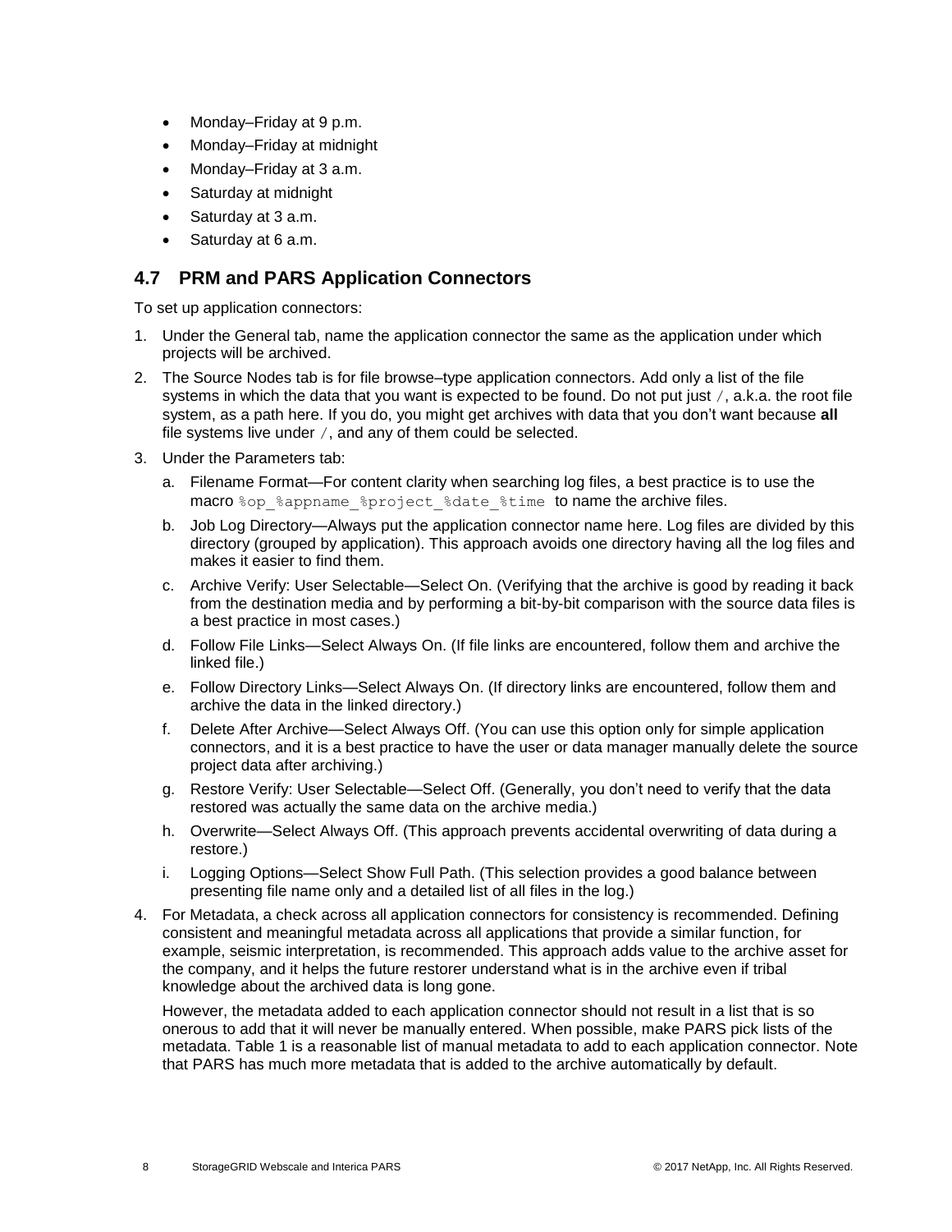- Monday–Friday at 9 p.m.
- Monday–Friday at midnight
- Monday–Friday at 3 a.m.
- Saturday at midnight
- Saturday at 3 a.m.
- Saturday at 6 a.m.

## 4.7 PRM and PARS Application Connectors

To set up application connectors:

1. Under the General tab, name the application connector the same as the application under which projects will be archived.
2. The Source Nodes tab is for file browse–type application connectors. Add only a list of the file systems in which the data that you want is expected to be found. Do not put just `/`, a.k.a. the root file system, as a path here. If you do, you might get archives with data that you don't want because **all** file systems live under `/`, and any of them could be selected.
3. Under the Parameters tab:
   a. Filename Format—For content clarity when searching log files, a best practice is to use the macro `%op_%appname_%project_%date_%time` to name the archive files.
   b. Job Log Directory—Always put the application connector name here. Log files are divided by this directory (grouped by application). This approach avoids one directory having all the log files and makes it easier to find them.
   c. Archive Verify: User Selectable—Select On. (Verifying that the archive is good by reading it back from the destination media and by performing a bit-by-bit comparison with the source data files is a best practice in most cases.)
   d. Follow File Links—Select Always On. (If file links are encountered, follow them and archive the linked file.)
   e. Follow Directory Links—Select Always On. (If directory links are encountered, follow them and archive the data in the linked directory.)
   f. Delete After Archive—Select Always Off. (You can use this option only for simple application connectors, and it is a best practice to have the user or data manager manually delete the source project data after archiving.)
   g. Restore Verify: User Selectable—Select Off. (Generally, you don't need to verify that the data restored was actually the same data on the archive media.)
   h. Overwrite—Select Always Off. (This approach prevents accidental overwriting of data during a restore.)
   i. Logging Options—Select Show Full Path. (This selection provides a good balance between presenting file name only and a detailed list of all files in the log.)
4. For Metadata, a check across all application connectors for consistency is recommended. Defining consistent and meaningful metadata across all applications that provide a similar function, for example, seismic interpretation, is recommended. This approach adds value to the archive asset for the company, and it helps the future restorer understand what is in the archive even if tribal knowledge about the archived data is long gone.

   However, the metadata added to each application connector should not result in a list that is so onerous to add that it will never be manually entered. When possible, make PARS pick lists of the metadata. Table 1 is a reasonable list of manual metadata to add to each application connector. Note that PARS has much more metadata that is added to the archive automatically by default.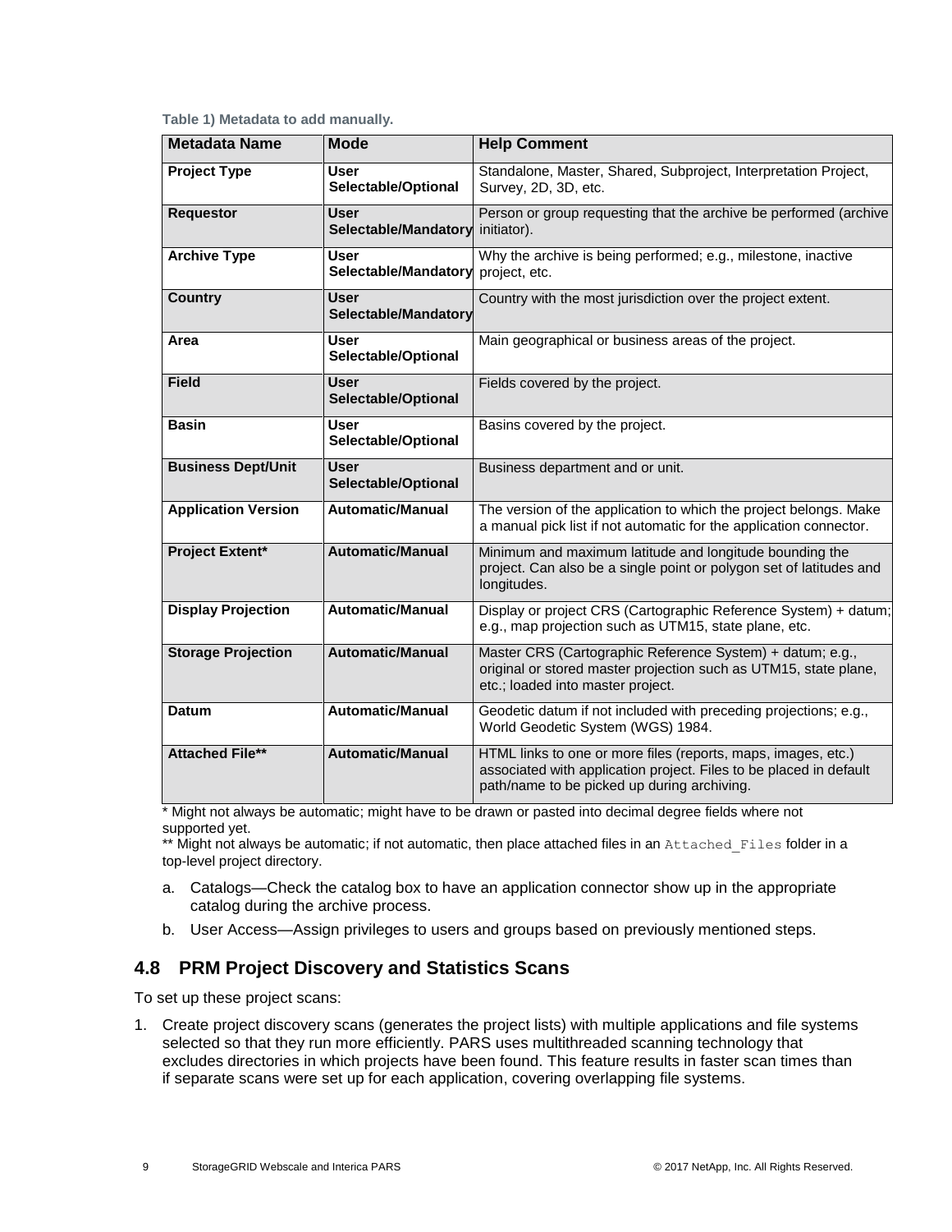**Table 1) Metadata to add manually.**

| Metadata Name | Mode | Help Comment |
|---|---|---|
| **Project Type** | **User Selectable/Optional** | Standalone, Master, Shared, Subproject, Interpretation Project, Survey, 2D, 3D, etc. |
| **Requestor** | **User Selectable/Mandatory** | Person or group requesting that the archive be performed (archive initiator). |
| **Archive Type** | **User Selectable/Mandatory** | Why the archive is being performed; e.g., milestone, inactive project, etc. |
| **Country** | **User Selectable/Mandatory** | Country with the most jurisdiction over the project extent. |
| **Area** | **User Selectable/Optional** | Main geographical or business areas of the project. |
| **Field** | **User Selectable/Optional** | Fields covered by the project. |
| **Basin** | **User Selectable/Optional** | Basins covered by the project. |
| **Business Dept/Unit** | **User Selectable/Optional** | Business department and or unit. |
| **Application Version** | **Automatic/Manual** | The version of the application to which the project belongs. Make a manual pick list if not automatic for the application connector. |
| **Project Extent*** | **Automatic/Manual** | Minimum and maximum latitude and longitude bounding the project. Can also be a single point or polygon set of latitudes and longitudes. |
| **Display Projection** | **Automatic/Manual** | Display or project CRS (Cartographic Reference System) + datum; e.g., map projection such as UTM15, state plane, etc. |
| **Storage Projection** | **Automatic/Manual** | Master CRS (Cartographic Reference System) + datum; e.g., original or stored master projection such as UTM15, state plane, etc.; loaded into master project. |
| **Datum** | **Automatic/Manual** | Geodetic datum if not included with preceding projections; e.g., World Geodetic System (WGS) 1984. |
| **Attached File**** | **Automatic/Manual** | HTML links to one or more files (reports, maps, images, etc.) associated with application project. Files to be placed in default path/name to be picked up during archiving. |

* Might not always be automatic; might have to be drawn or pasted into decimal degree fields where not supported yet.

** Might not always be automatic; if not automatic, then place attached files in an `Attached_Files` folder in a top-level project directory.

a. Catalogs—Check the catalog box to have an application connector show up in the appropriate catalog during the archive process.

b. User Access—Assign privileges to users and groups based on previously mentioned steps.

## 4.8 PRM Project Discovery and Statistics Scans

To set up these project scans:

1. Create project discovery scans (generates the project lists) with multiple applications and file systems selected so that they run more efficiently. PARS uses multithreaded scanning technology that excludes directories in which projects have been found. This feature results in faster scan times than if separate scans were set up for each application, covering overlapping file systems.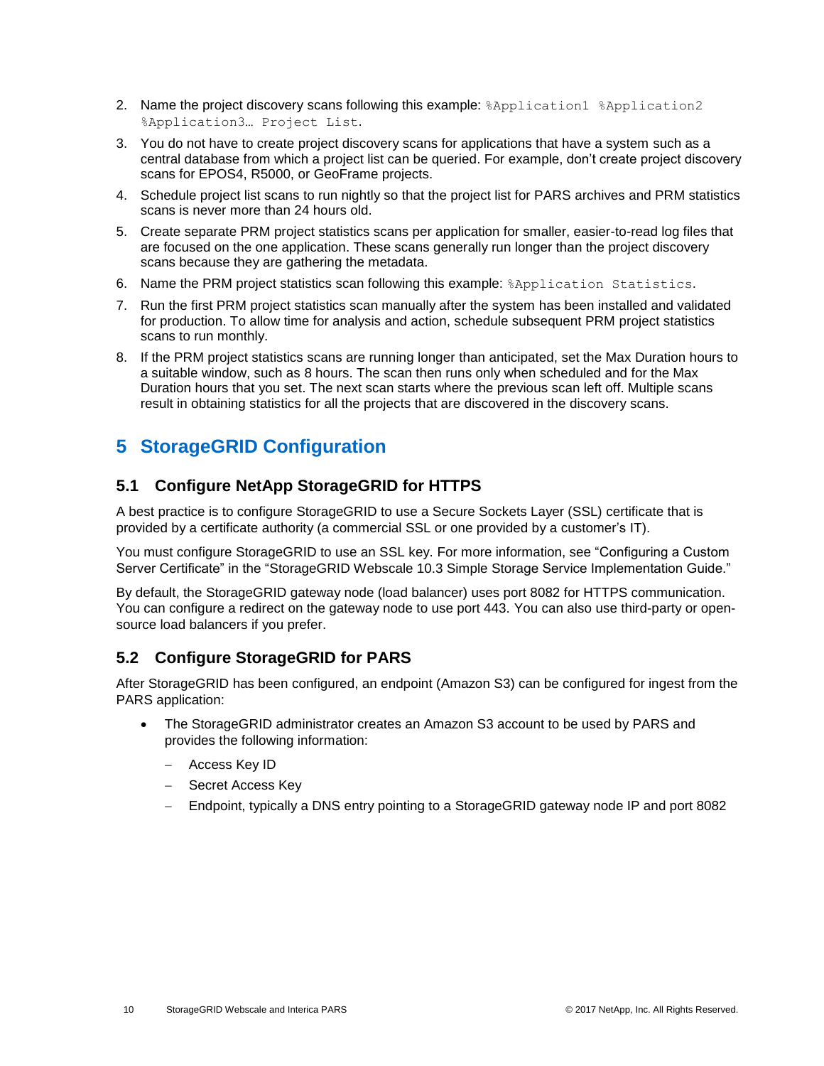2. Name the project discovery scans following this example: `%Application1 %Application2 %Application3… Project List`.
3. You do not have to create project discovery scans for applications that have a system such as a central database from which a project list can be queried. For example, don't create project discovery scans for EPOS4, R5000, or GeoFrame projects.
4. Schedule project list scans to run nightly so that the project list for PARS archives and PRM statistics scans is never more than 24 hours old.
5. Create separate PRM project statistics scans per application for smaller, easier-to-read log files that are focused on the one application. These scans generally run longer than the project discovery scans because they are gathering the metadata.
6. Name the PRM project statistics scan following this example: `%Application Statistics`.
7. Run the first PRM project statistics scan manually after the system has been installed and validated for production. To allow time for analysis and action, schedule subsequent PRM project statistics scans to run monthly.
8. If the PRM project statistics scans are running longer than anticipated, set the Max Duration hours to a suitable window, such as 8 hours. The scan then runs only when scheduled and for the Max Duration hours that you set. The next scan starts where the previous scan left off. Multiple scans result in obtaining statistics for all the projects that are discovered in the discovery scans.

# 5 StorageGRID Configuration

## 5.1 Configure NetApp StorageGRID for HTTPS

A best practice is to configure StorageGRID to use a Secure Sockets Layer (SSL) certificate that is provided by a certificate authority (a commercial SSL or one provided by a customer's IT).

You must configure StorageGRID to use an SSL key. For more information, see "Configuring a Custom Server Certificate" in the "StorageGRID Webscale 10.3 Simple Storage Service Implementation Guide."

By default, the StorageGRID gateway node (load balancer) uses port 8082 for HTTPS communication. You can configure a redirect on the gateway node to use port 443. You can also use third-party or open-source load balancers if you prefer.

## 5.2 Configure StorageGRID for PARS

After StorageGRID has been configured, an endpoint (Amazon S3) can be configured for ingest from the PARS application:

- The StorageGRID administrator creates an Amazon S3 account to be used by PARS and provides the following information:
  - Access Key ID
  - Secret Access Key
  - Endpoint, typically a DNS entry pointing to a StorageGRID gateway node IP and port 8082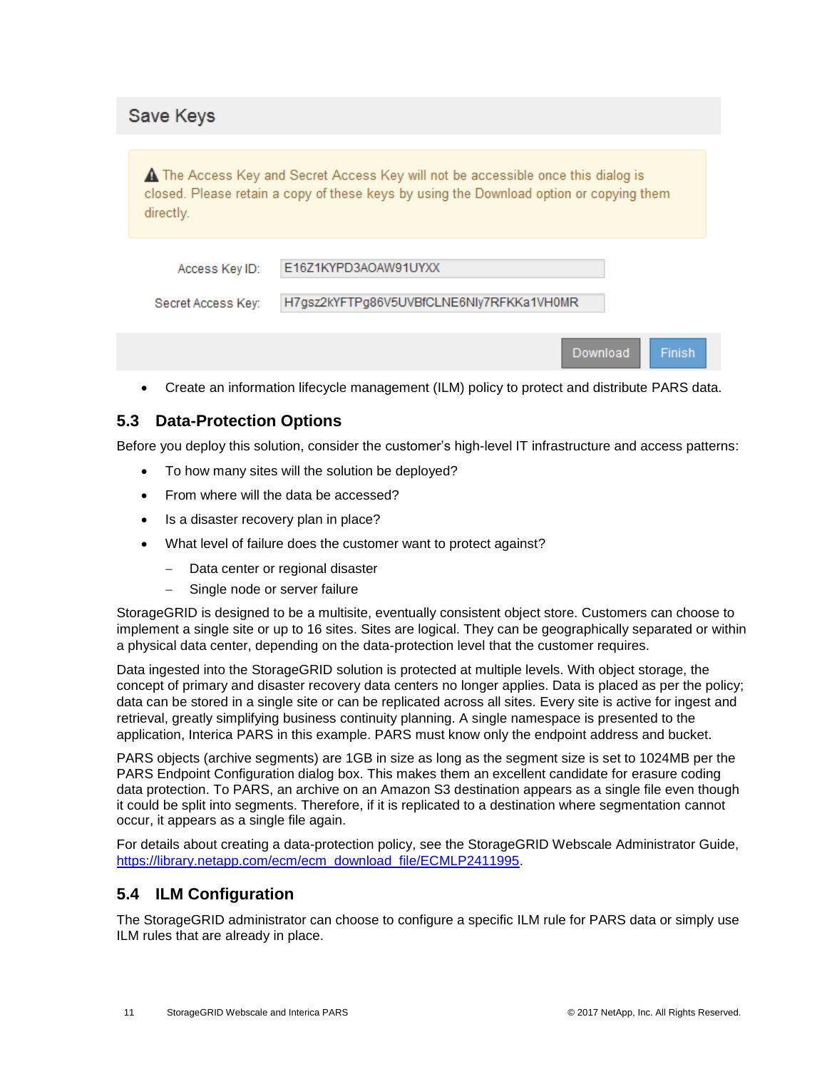## Save Keys

⚠ The Access Key and Secret Access Key will not be accessible once this dialog is closed. Please retain a copy of these keys by using the Download option or copying them directly.

Access Key ID: E16Z1KYPD3AOAW91UYXX

Secret Access Key: H7gsz2kYFTPg86V5UVBfCLNE6NIy7RFKKa1VH0MR

Download | Finish

- Create an information lifecycle management (ILM) policy to protect and distribute PARS data.

## 5.3 Data-Protection Options

Before you deploy this solution, consider the customer's high-level IT infrastructure and access patterns:

- To how many sites will the solution be deployed?
- From where will the data be accessed?
- Is a disaster recovery plan in place?
- What level of failure does the customer want to protect against?
  - Data center or regional disaster
  - Single node or server failure

StorageGRID is designed to be a multisite, eventually consistent object store. Customers can choose to implement a single site or up to 16 sites. Sites are logical. They can be geographically separated or within a physical data center, depending on the data-protection level that the customer requires.

Data ingested into the StorageGRID solution is protected at multiple levels. With object storage, the concept of primary and disaster recovery data centers no longer applies. Data is placed as per the policy; data can be stored in a single site or can be replicated across all sites. Every site is active for ingest and retrieval, greatly simplifying business continuity planning. A single namespace is presented to the application, Interica PARS in this example. PARS must know only the endpoint address and bucket.

PARS objects (archive segments) are 1GB in size as long as the segment size is set to 1024MB per the PARS Endpoint Configuration dialog box. This makes them an excellent candidate for erasure coding data protection. To PARS, an archive on an Amazon S3 destination appears as a single file even though it could be split into segments. Therefore, if it is replicated to a destination where segmentation cannot occur, it appears as a single file again.

For details about creating a data-protection policy, see the StorageGRID Webscale Administrator Guide, https://library.netapp.com/ecm/ecm_download_file/ECMLP2411995.

## 5.4 ILM Configuration

The StorageGRID administrator can choose to configure a specific ILM rule for PARS data or simply use ILM rules that are already in place.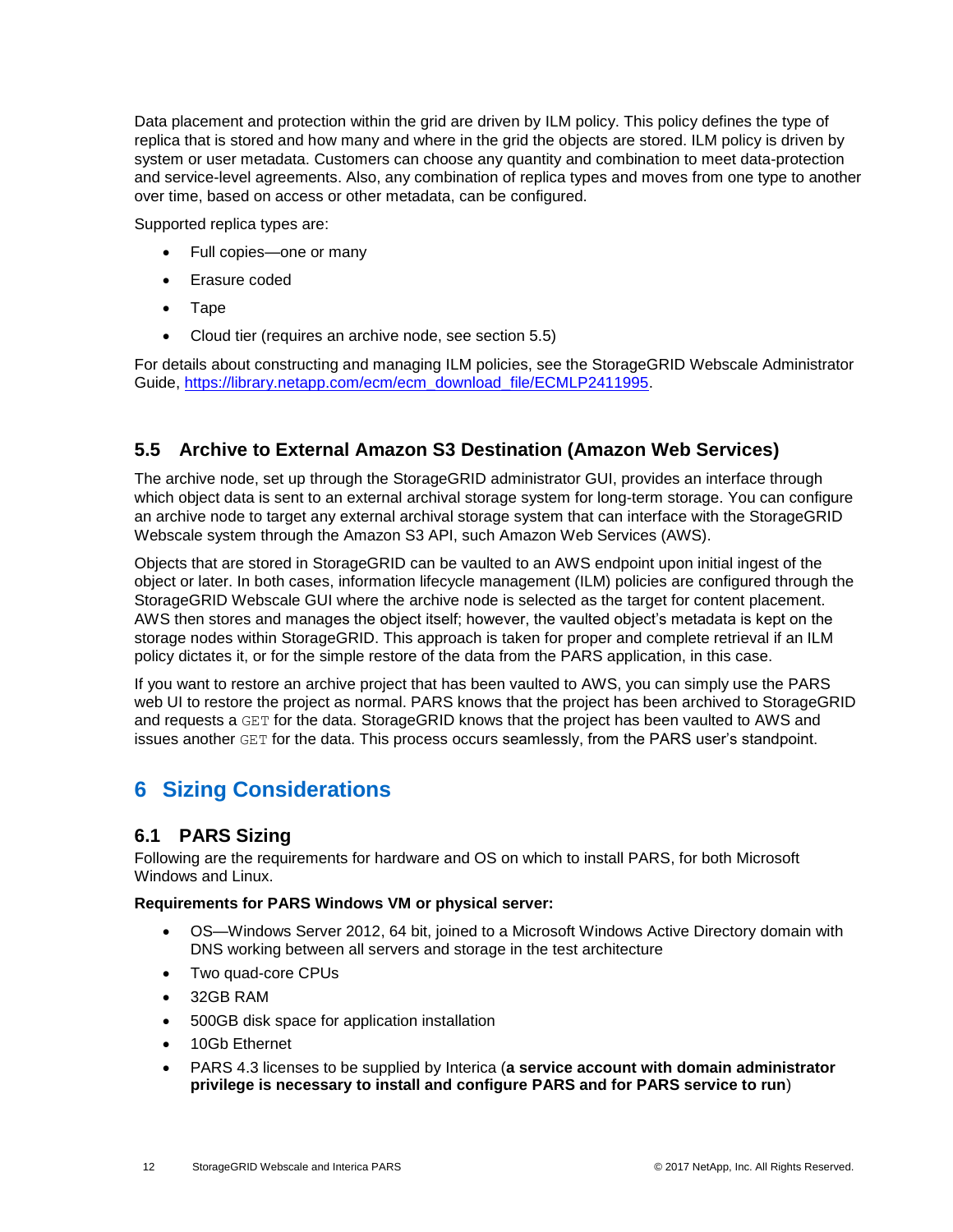Data placement and protection within the grid are driven by ILM policy. This policy defines the type of replica that is stored and how many and where in the grid the objects are stored. ILM policy is driven by system or user metadata. Customers can choose any quantity and combination to meet data-protection and service-level agreements. Also, any combination of replica types and moves from one type to another over time, based on access or other metadata, can be configured.

Supported replica types are:

- Full copies—one or many
- Erasure coded
- Tape
- Cloud tier (requires an archive node, see section 5.5)

For details about constructing and managing ILM policies, see the StorageGRID Webscale Administrator Guide, https://library.netapp.com/ecm/ecm_download_file/ECMLP2411995.

## 5.5 Archive to External Amazon S3 Destination (Amazon Web Services)

The archive node, set up through the StorageGRID administrator GUI, provides an interface through which object data is sent to an external archival storage system for long-term storage. You can configure an archive node to target any external archival storage system that can interface with the StorageGRID Webscale system through the Amazon S3 API, such Amazon Web Services (AWS).

Objects that are stored in StorageGRID can be vaulted to an AWS endpoint upon initial ingest of the object or later. In both cases, information lifecycle management (ILM) policies are configured through the StorageGRID Webscale GUI where the archive node is selected as the target for content placement. AWS then stores and manages the object itself; however, the vaulted object's metadata is kept on the storage nodes within StorageGRID. This approach is taken for proper and complete retrieval if an ILM policy dictates it, or for the simple restore of the data from the PARS application, in this case.

If you want to restore an archive project that has been vaulted to AWS, you can simply use the PARS web UI to restore the project as normal. PARS knows that the project has been archived to StorageGRID and requests a `GET` for the data. StorageGRID knows that the project has been vaulted to AWS and issues another `GET` for the data. This process occurs seamlessly, from the PARS user's standpoint.

# 6 Sizing Considerations

## 6.1 PARS Sizing

Following are the requirements for hardware and OS on which to install PARS, for both Microsoft Windows and Linux.

**Requirements for PARS Windows VM or physical server:**

- OS—Windows Server 2012, 64 bit, joined to a Microsoft Windows Active Directory domain with DNS working between all servers and storage in the test architecture
- Two quad-core CPUs
- 32GB RAM
- 500GB disk space for application installation
- 10Gb Ethernet
- PARS 4.3 licenses to be supplied by Interica (**a service account with domain administrator privilege is necessary to install and configure PARS and for PARS service to run**)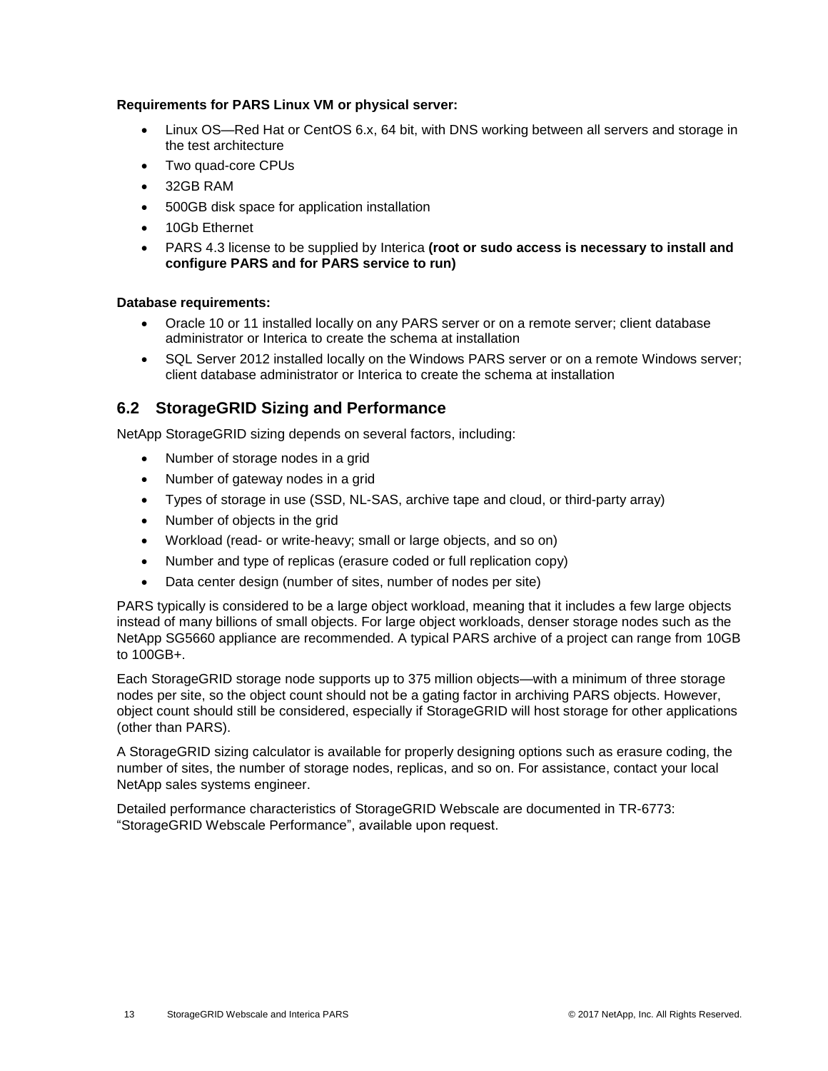**Requirements for PARS Linux VM or physical server:**

- Linux OS—Red Hat or CentOS 6.x, 64 bit, with DNS working between all servers and storage in the test architecture
- Two quad-core CPUs
- 32GB RAM
- 500GB disk space for application installation
- 10Gb Ethernet
- PARS 4.3 license to be supplied by Interica **(root or sudo access is necessary to install and configure PARS and for PARS service to run)**

**Database requirements:**

- Oracle 10 or 11 installed locally on any PARS server or on a remote server; client database administrator or Interica to create the schema at installation
- SQL Server 2012 installed locally on the Windows PARS server or on a remote Windows server; client database administrator or Interica to create the schema at installation

## 6.2 StorageGRID Sizing and Performance

NetApp StorageGRID sizing depends on several factors, including:

- Number of storage nodes in a grid
- Number of gateway nodes in a grid
- Types of storage in use (SSD, NL-SAS, archive tape and cloud, or third-party array)
- Number of objects in the grid
- Workload (read- or write-heavy; small or large objects, and so on)
- Number and type of replicas (erasure coded or full replication copy)
- Data center design (number of sites, number of nodes per site)

PARS typically is considered to be a large object workload, meaning that it includes a few large objects instead of many billions of small objects. For large object workloads, denser storage nodes such as the NetApp SG5660 appliance are recommended. A typical PARS archive of a project can range from 10GB to 100GB+.

Each StorageGRID storage node supports up to 375 million objects—with a minimum of three storage nodes per site, so the object count should not be a gating factor in archiving PARS objects. However, object count should still be considered, especially if StorageGRID will host storage for other applications (other than PARS).

A StorageGRID sizing calculator is available for properly designing options such as erasure coding, the number of sites, the number of storage nodes, replicas, and so on. For assistance, contact your local NetApp sales systems engineer.

Detailed performance characteristics of StorageGRID Webscale are documented in TR-6773: "StorageGRID Webscale Performance", available upon request.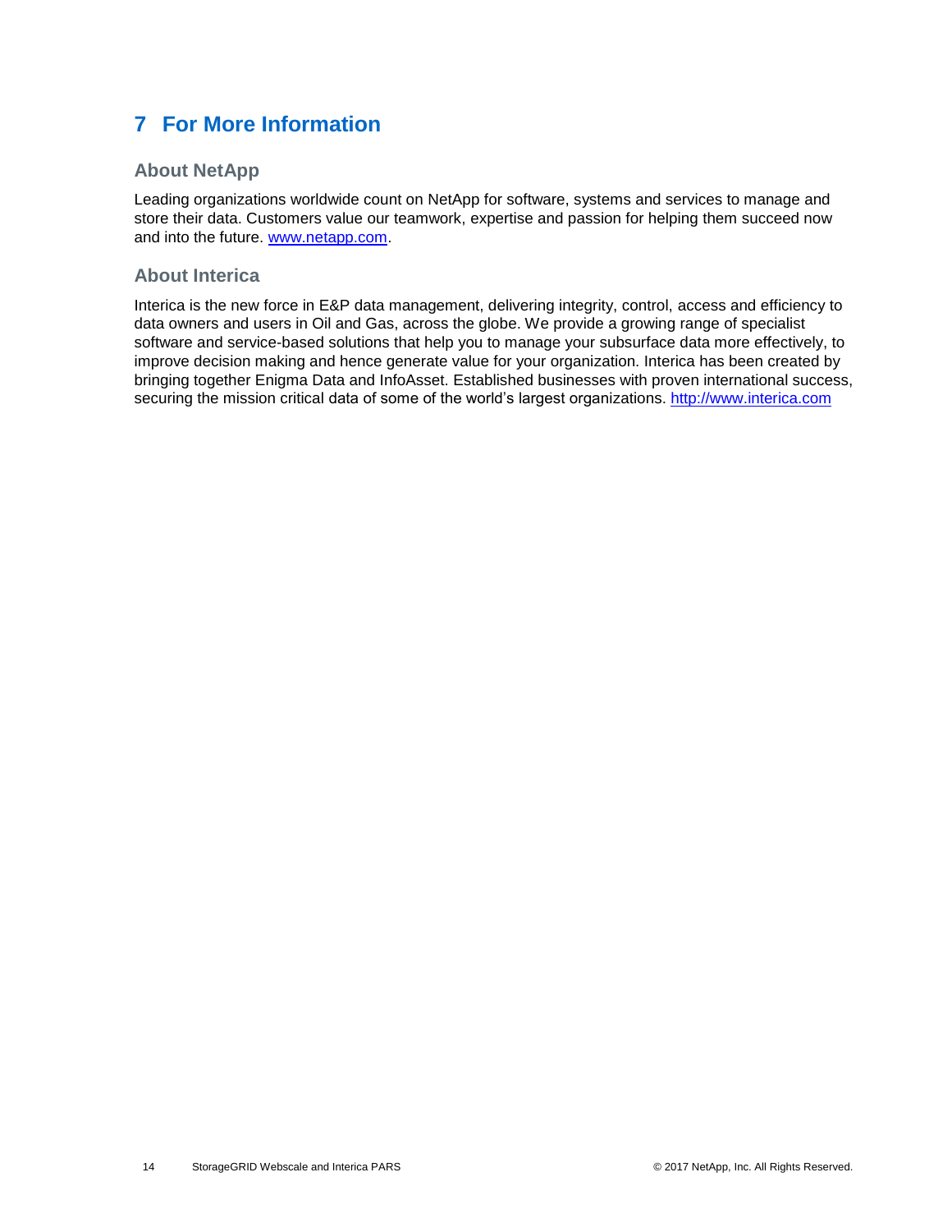# 7 For More Information

## About NetApp

Leading organizations worldwide count on NetApp for software, systems and services to manage and store their data. Customers value our teamwork, expertise and passion for helping them succeed now and into the future. [www.netapp.com](http://www.netapp.com).

## About Interica

Interica is the new force in E&P data management, delivering integrity, control, access and efficiency to data owners and users in Oil and Gas, across the globe. We provide a growing range of specialist software and service-based solutions that help you to manage your subsurface data more effectively, to improve decision making and hence generate value for your organization. Interica has been created by bringing together Enigma Data and InfoAsset. Established businesses with proven international success, securing the mission critical data of some of the world's largest organizations. [http://www.interica.com](http://www.interica.com)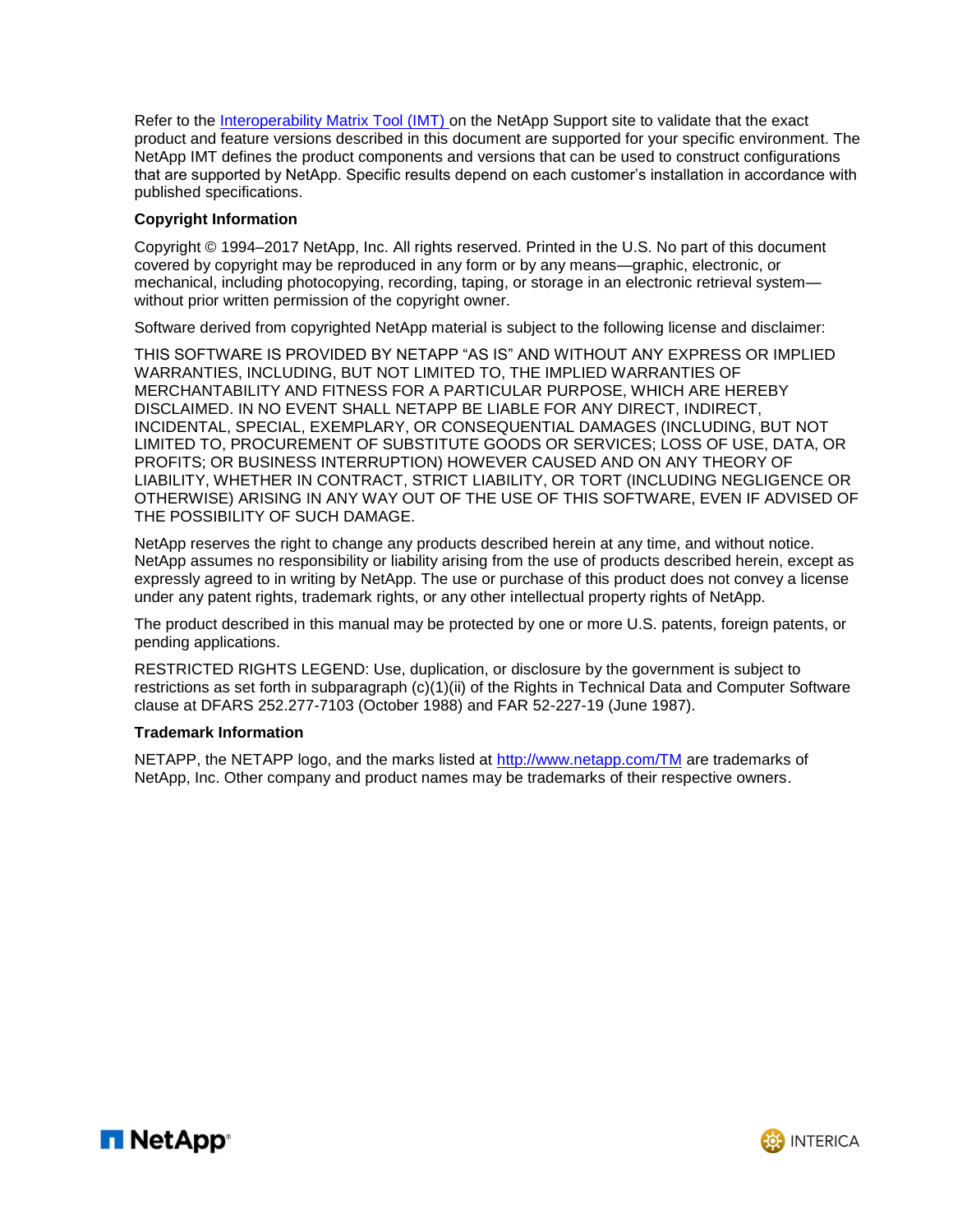Refer to the [Interoperability Matrix Tool (IMT)](#) on the NetApp Support site to validate that the exact product and feature versions described in this document are supported for your specific environment. The NetApp IMT defines the product components and versions that can be used to construct configurations that are supported by NetApp. Specific results depend on each customer's installation in accordance with published specifications.

**Copyright Information**

Copyright © 1994–2017 NetApp, Inc. All rights reserved. Printed in the U.S. No part of this document covered by copyright may be reproduced in any form or by any means—graphic, electronic, or mechanical, including photocopying, recording, taping, or storage in an electronic retrieval system—without prior written permission of the copyright owner.

Software derived from copyrighted NetApp material is subject to the following license and disclaimer:

THIS SOFTWARE IS PROVIDED BY NETAPP "AS IS" AND WITHOUT ANY EXPRESS OR IMPLIED WARRANTIES, INCLUDING, BUT NOT LIMITED TO, THE IMPLIED WARRANTIES OF MERCHANTABILITY AND FITNESS FOR A PARTICULAR PURPOSE, WHICH ARE HEREBY DISCLAIMED. IN NO EVENT SHALL NETAPP BE LIABLE FOR ANY DIRECT, INDIRECT, INCIDENTAL, SPECIAL, EXEMPLARY, OR CONSEQUENTIAL DAMAGES (INCLUDING, BUT NOT LIMITED TO, PROCUREMENT OF SUBSTITUTE GOODS OR SERVICES; LOSS OF USE, DATA, OR PROFITS; OR BUSINESS INTERRUPTION) HOWEVER CAUSED AND ON ANY THEORY OF LIABILITY, WHETHER IN CONTRACT, STRICT LIABILITY, OR TORT (INCLUDING NEGLIGENCE OR OTHERWISE) ARISING IN ANY WAY OUT OF THE USE OF THIS SOFTWARE, EVEN IF ADVISED OF THE POSSIBILITY OF SUCH DAMAGE.

NetApp reserves the right to change any products described herein at any time, and without notice. NetApp assumes no responsibility or liability arising from the use of products described herein, except as expressly agreed to in writing by NetApp. The use or purchase of this product does not convey a license under any patent rights, trademark rights, or any other intellectual property rights of NetApp.

The product described in this manual may be protected by one or more U.S. patents, foreign patents, or pending applications.

RESTRICTED RIGHTS LEGEND: Use, duplication, or disclosure by the government is subject to restrictions as set forth in subparagraph (c)(1)(ii) of the Rights in Technical Data and Computer Software clause at DFARS 252.277-7103 (October 1988) and FAR 52-227-19 (June 1987).

**Trademark Information**

NETAPP, the NETAPP logo, and the marks listed at [http://www.netapp.com/TM](http://www.netapp.com/TM) are trademarks of NetApp, Inc. Other company and product names may be trademarks of their respective owners.